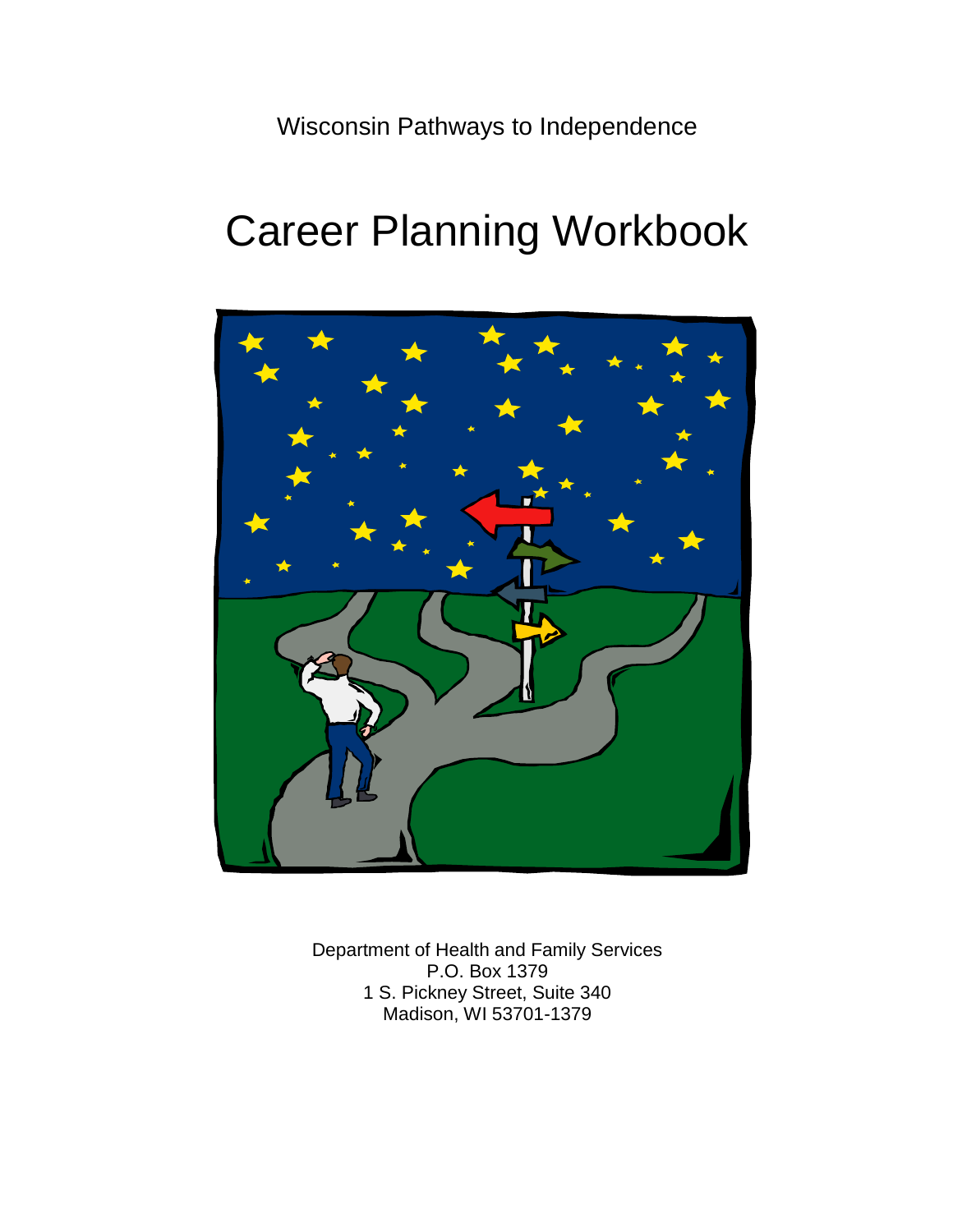Wisconsin Pathways to Independence

# Career Planning Workbook

Department of Health and Family Services
P.O. Box 1379
1 S. Pickney Street, Suite 340
Madison, WI 53701-1379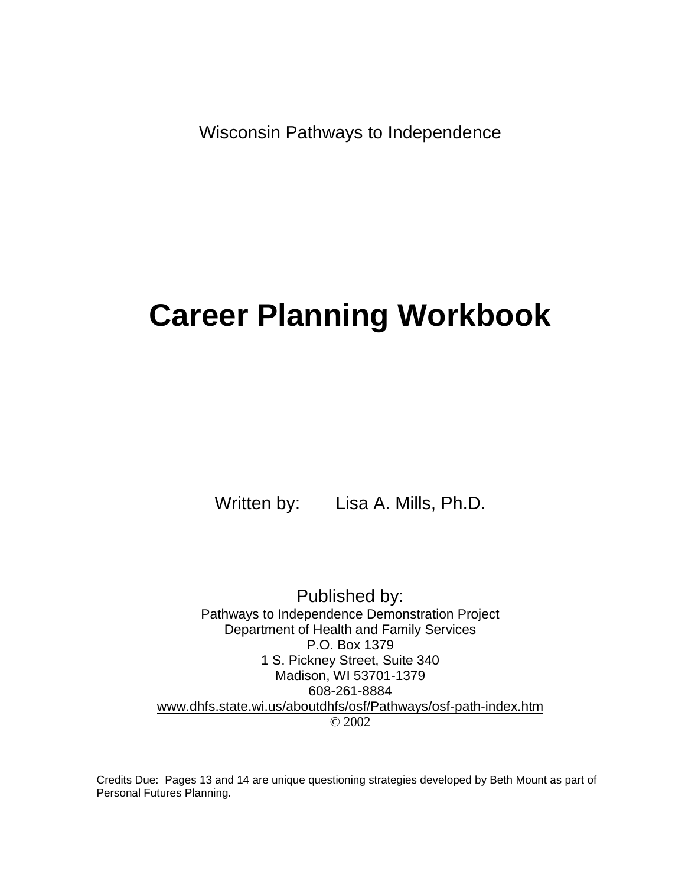Wisconsin Pathways to Independence

# Career Planning Workbook

Written by: Lisa A. Mills, Ph.D.

Published by:

Pathways to Independence Demonstration Project
Department of Health and Family Services
P.O. Box 1379
1 S. Pickney Street, Suite 340
Madison, WI 53701-1379
608-261-8884
www.dhfs.state.wi.us/aboutdhfs/osf/Pathways/osf-path-index.htm
© 2002

Credits Due: Pages 13 and 14 are unique questioning strategies developed by Beth Mount as part of Personal Futures Planning.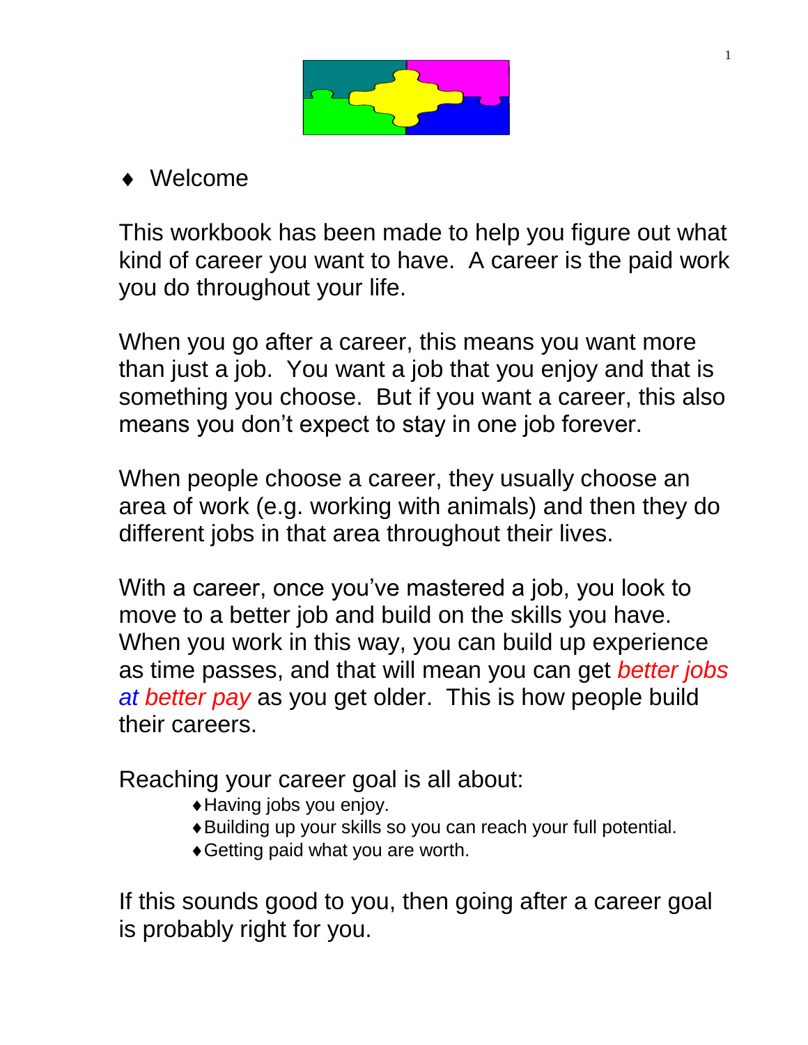♦ Welcome

This workbook has been made to help you figure out what kind of career you want to have. A career is the paid work you do throughout your life.

When you go after a career, this means you want more than just a job. You want a job that you enjoy and that is something you choose. But if you want a career, this also means you don't expect to stay in one job forever.

When people choose a career, they usually choose an area of work (e.g. working with animals) and then they do different jobs in that area throughout their lives.

With a career, once you've mastered a job, you look to move to a better job and build on the skills you have. When you work in this way, you can build up experience as time passes, and that will mean you can get *better jobs at better pay* as you get older. This is how people build their careers.

Reaching your career goal is all about:

- Having jobs you enjoy.
- Building up your skills so you can reach your full potential.
- Getting paid what you are worth.

If this sounds good to you, then going after a career goal is probably right for you.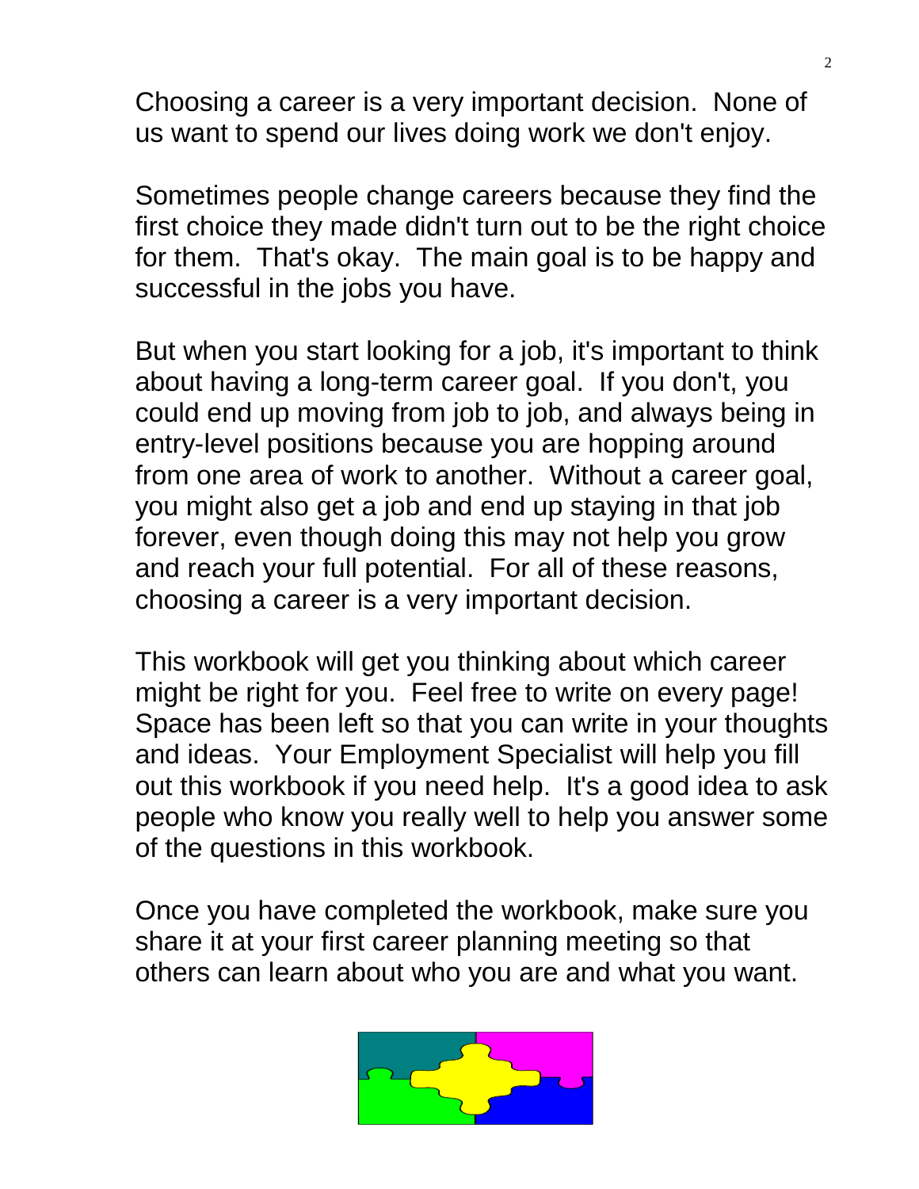Choosing a career is a very important decision. None of us want to spend our lives doing work we don't enjoy.

Sometimes people change careers because they find the first choice they made didn't turn out to be the right choice for them. That's okay. The main goal is to be happy and successful in the jobs you have.

But when you start looking for a job, it's important to think about having a long-term career goal. If you don't, you could end up moving from job to job, and always being in entry-level positions because you are hopping around from one area of work to another. Without a career goal, you might also get a job and end up staying in that job forever, even though doing this may not help you grow and reach your full potential. For all of these reasons, choosing a career is a very important decision.

This workbook will get you thinking about which career might be right for you. Feel free to write on every page! Space has been left so that you can write in your thoughts and ideas. Your Employment Specialist will help you fill out this workbook if you need help. It's a good idea to ask people who know you really well to help you answer some of the questions in this workbook.

Once you have completed the workbook, make sure you share it at your first career planning meeting so that others can learn about who you are and what you want.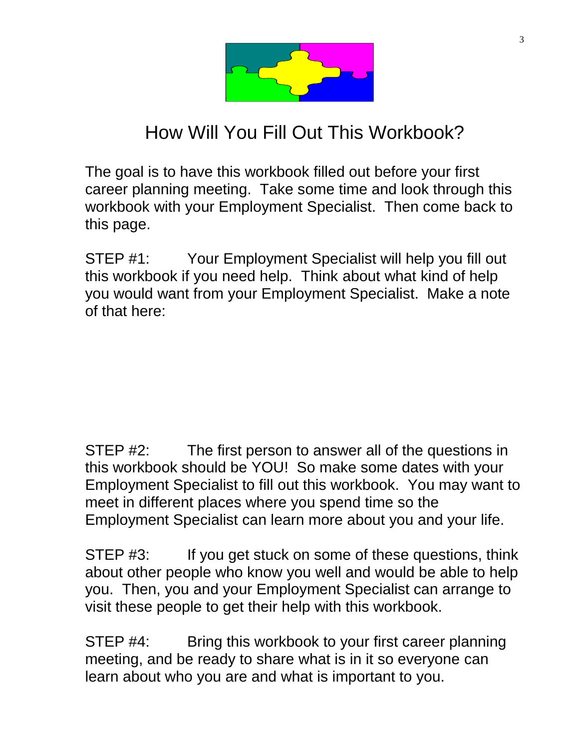# How Will You Fill Out This Workbook?

The goal is to have this workbook filled out before your first career planning meeting. Take some time and look through this workbook with your Employment Specialist. Then come back to this page.

STEP #1: Your Employment Specialist will help you fill out this workbook if you need help. Think about what kind of help you would want from your Employment Specialist. Make a note of that here:

STEP #2: The first person to answer all of the questions in this workbook should be YOU! So make some dates with your Employment Specialist to fill out this workbook. You may want to meet in different places where you spend time so the Employment Specialist can learn more about you and your life.

STEP #3: If you get stuck on some of these questions, think about other people who know you well and would be able to help you. Then, you and your Employment Specialist can arrange to visit these people to get their help with this workbook.

STEP #4: Bring this workbook to your first career planning meeting, and be ready to share what is in it so everyone can learn about who you are and what is important to you.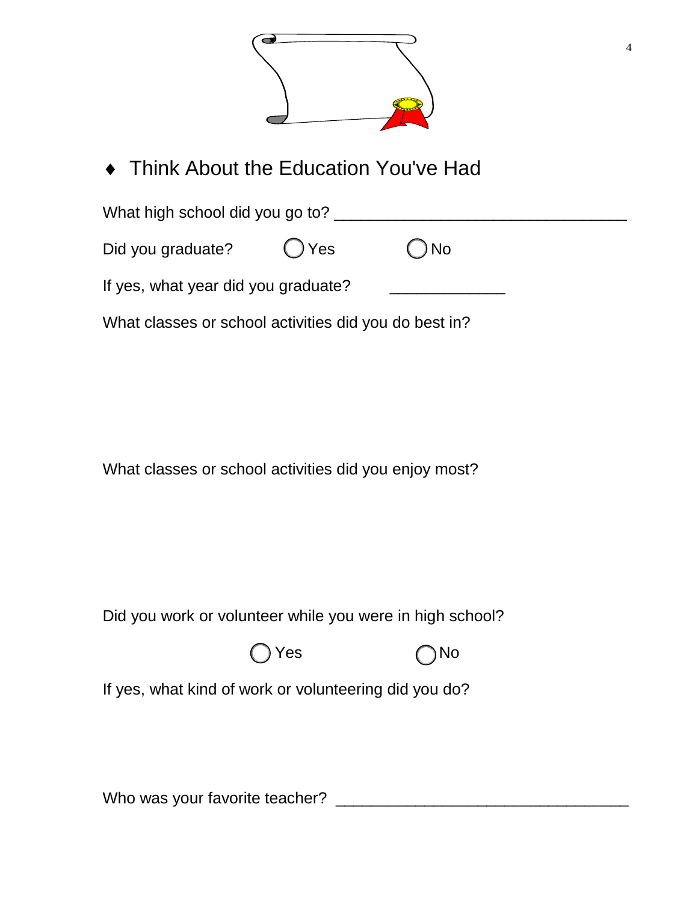## ♦ Think About the Education You've Had

What high school did you go to? ________________________________

Did you graduate? ◯ Yes ◯ No

If yes, what year did you graduate? _____________

What classes or school activities did you do best in?

What classes or school activities did you enjoy most?

Did you work or volunteer while you were in high school?

◯ Yes ◯ No

If yes, what kind of work or volunteering did you do?

Who was your favorite teacher? ________________________________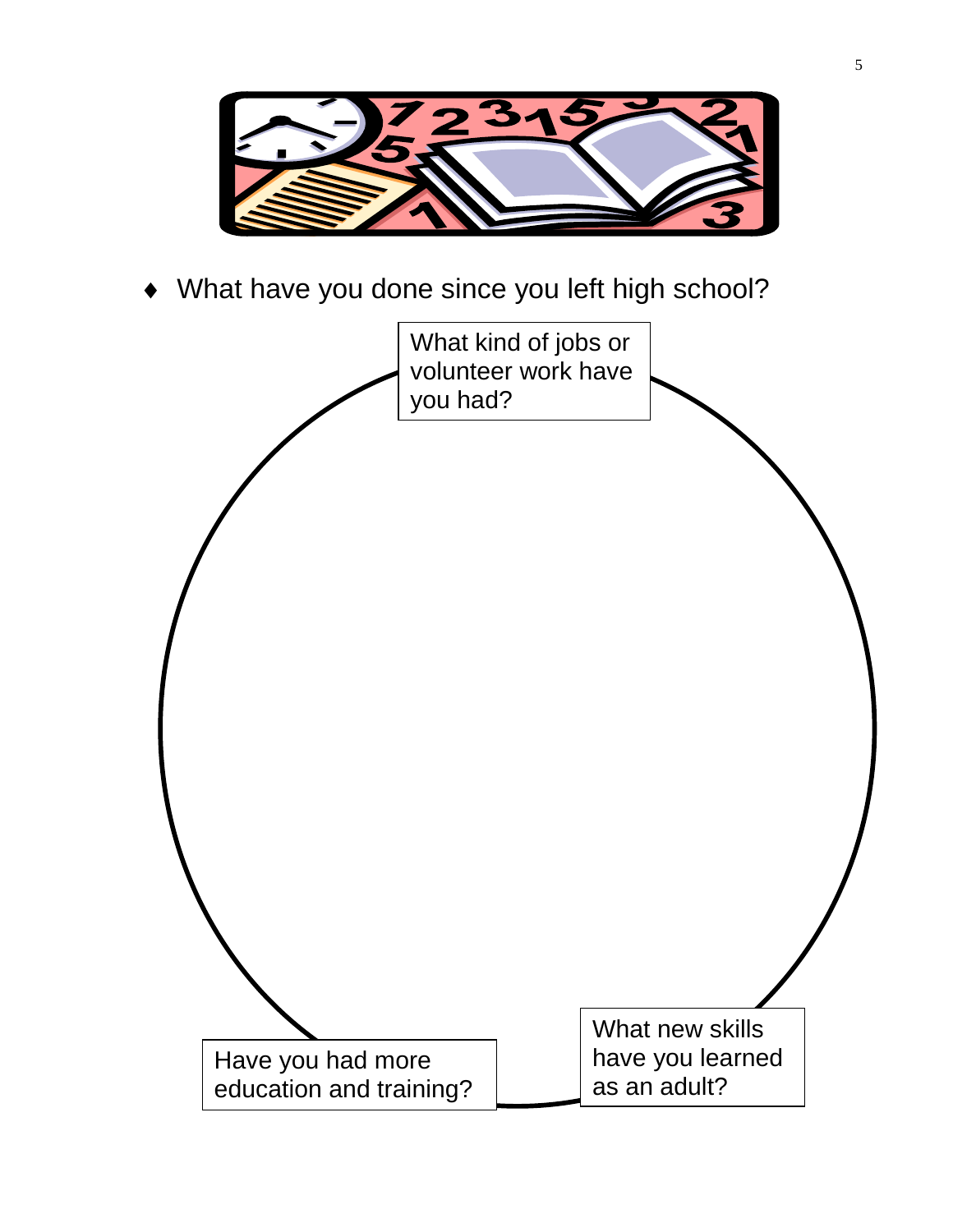- What have you done since you left high school?

What kind of jobs or volunteer work have you had?

Have you had more education and training?

What new skills have you learned as an adult?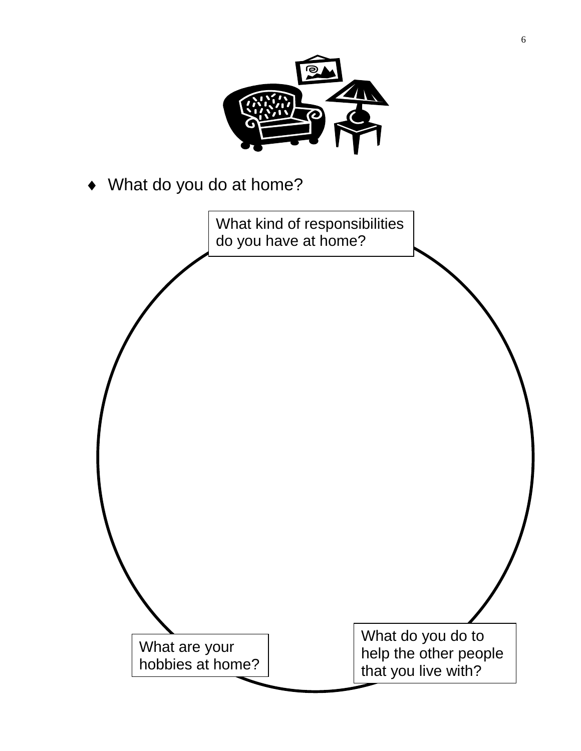- What do you do at home?

What kind of responsibilities do you have at home?

What are your hobbies at home?

What do you do to help the other people that you live with?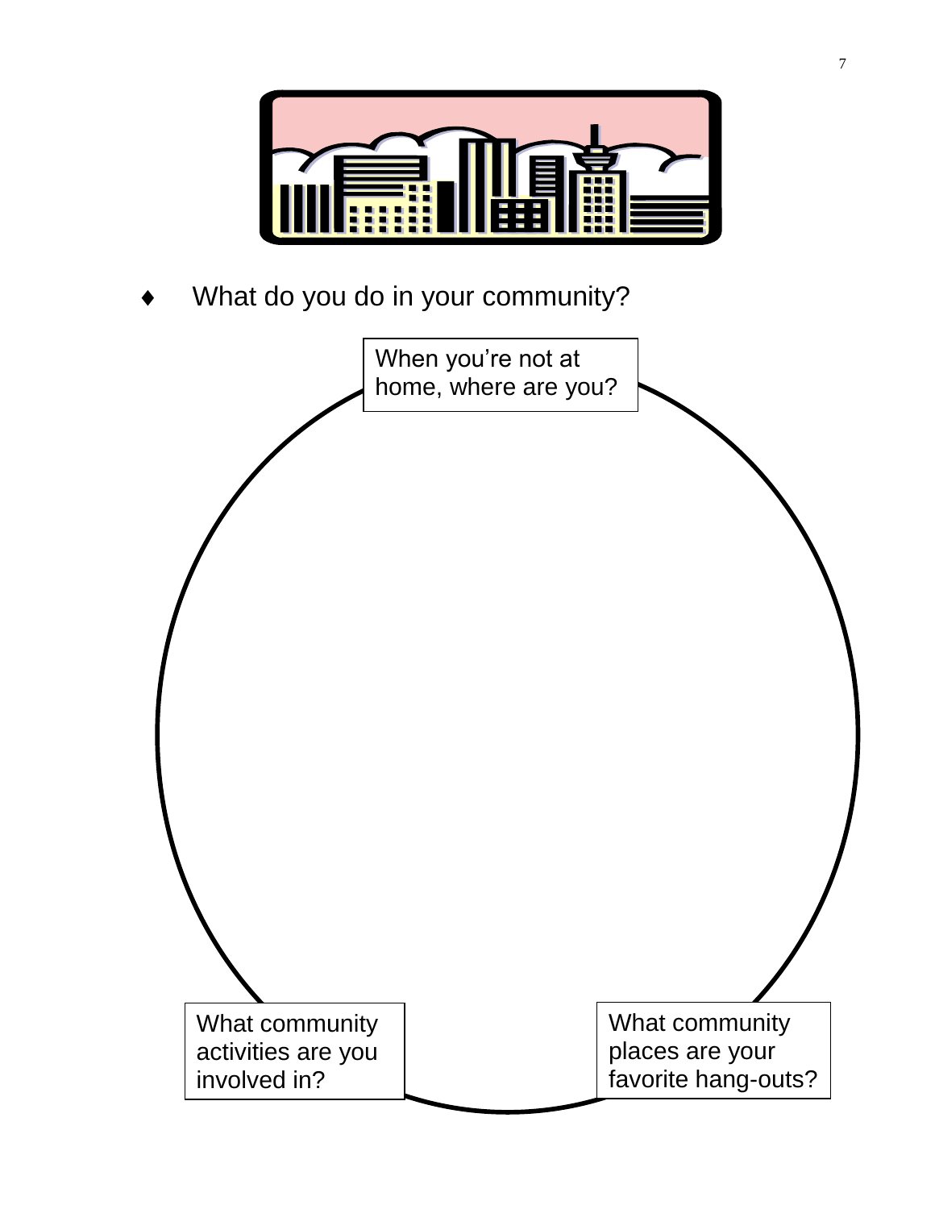- What do you do in your community?

When you're not at home, where are you?

What community activities are you involved in?

What community places are your favorite hang-outs?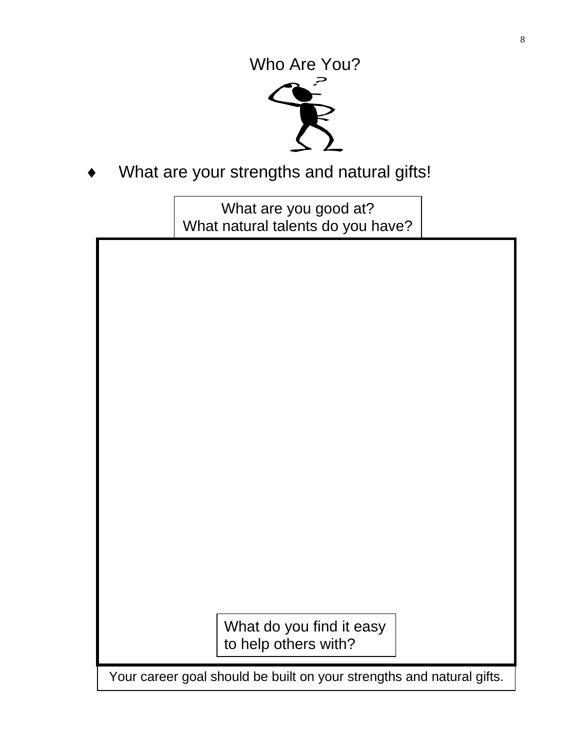# Who Are You?

- What are your strengths and natural gifts!

What are you good at?
What natural talents do you have?

What do you find it easy to help others with?

Your career goal should be built on your strengths and natural gifts.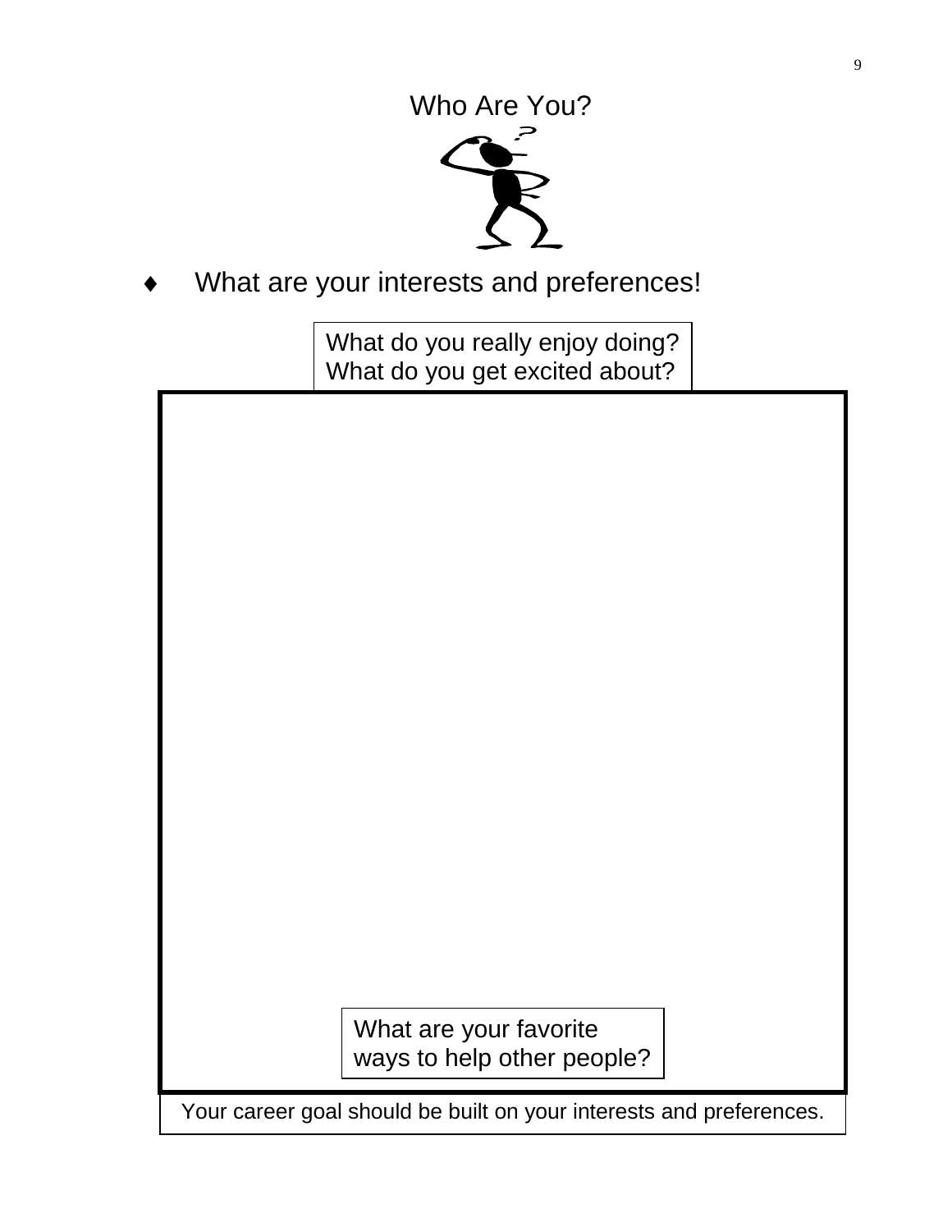# Who Are You?

- What are your interests and preferences!

What do you really enjoy doing?
What do you get excited about?

What are your favorite ways to help other people?

Your career goal should be built on your interests and preferences.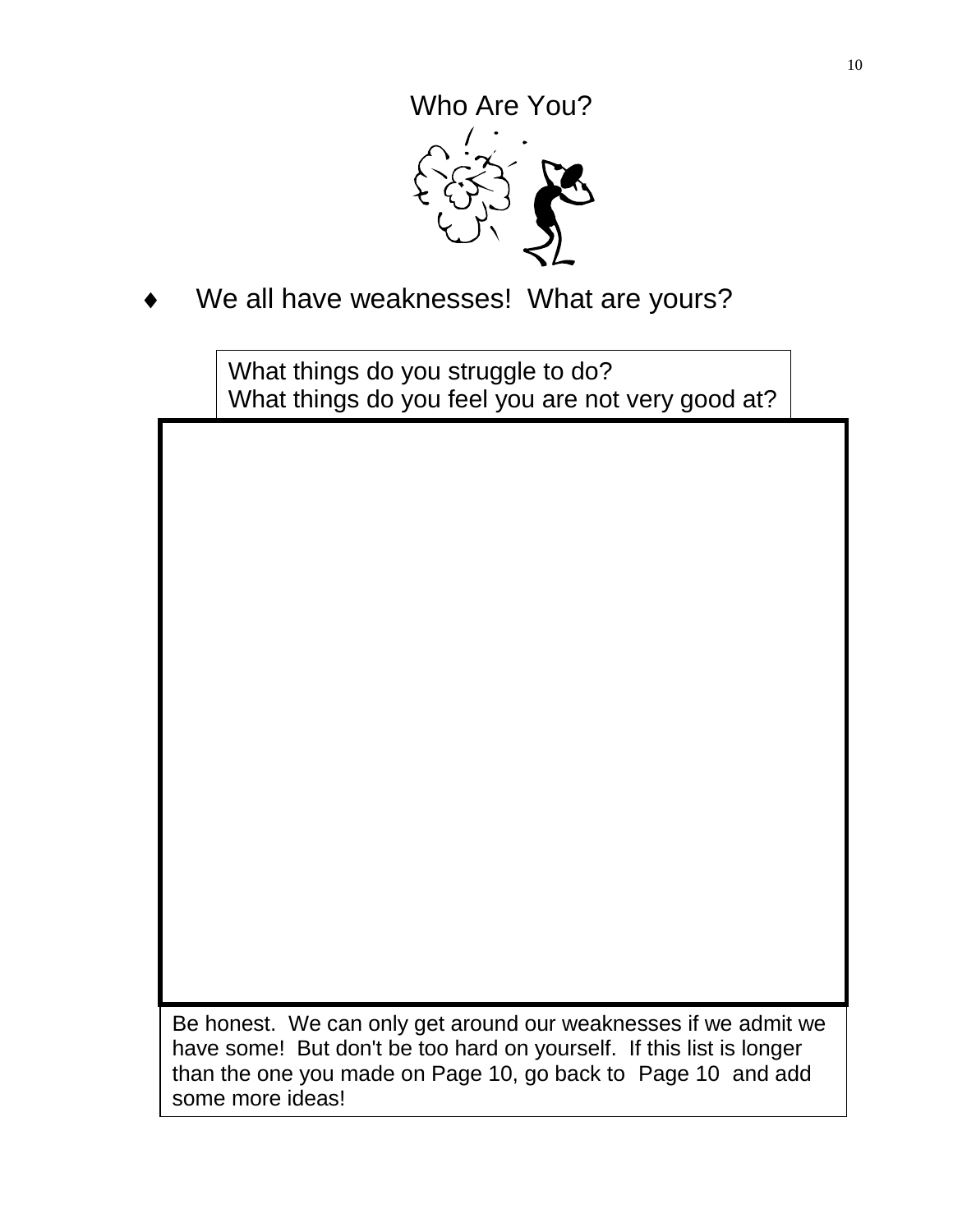# Who Are You?

- We all have weaknesses! What are yours?

What things do you struggle to do?
What things do you feel you are not very good at?

Be honest. We can only get around our weaknesses if we admit we have some! But don't be too hard on yourself. If this list is longer than the one you made on Page 10, go back to Page 10 and add some more ideas!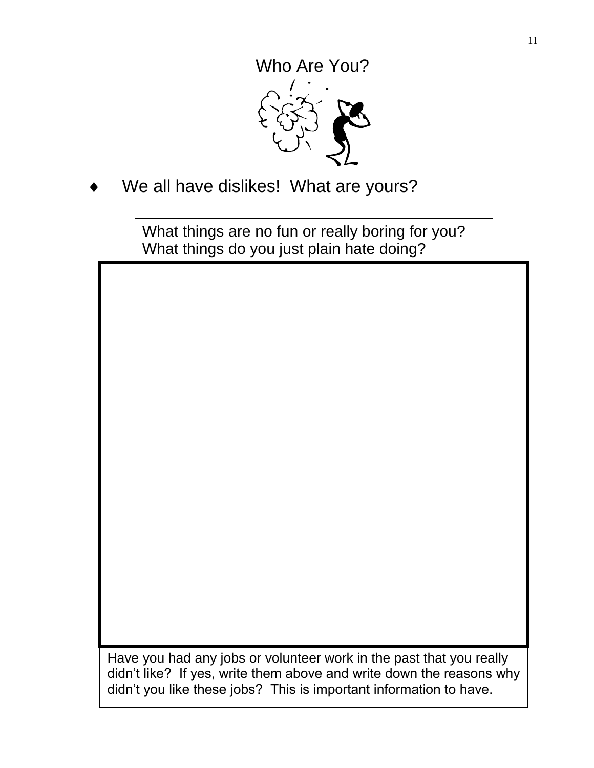# Who Are You?

- We all have dislikes! What are yours?

What things are no fun or really boring for you?
What things do you just plain hate doing?

Have you had any jobs or volunteer work in the past that you really didn't like? If yes, write them above and write down the reasons why didn't you like these jobs? This is important information to have.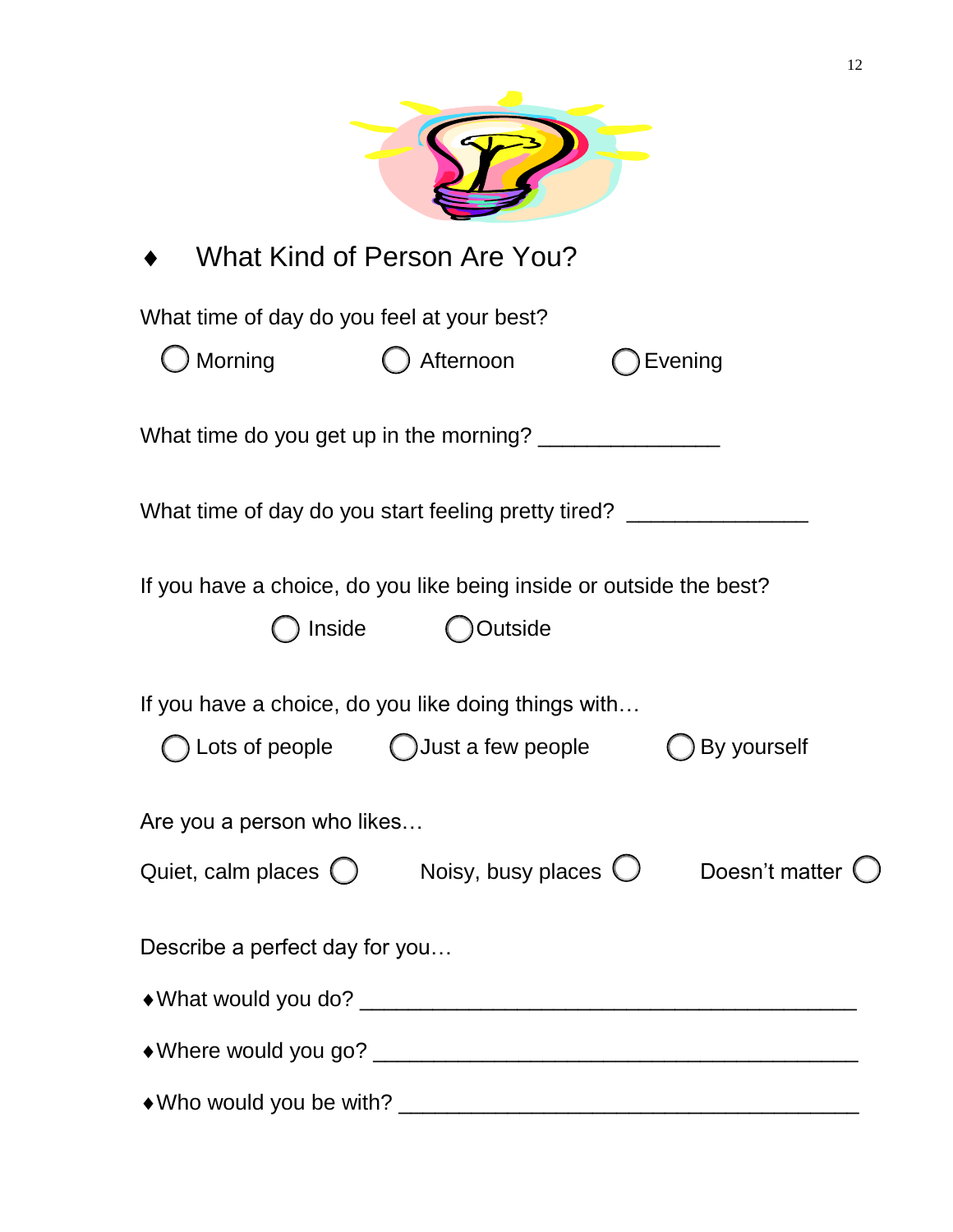## ♦ What Kind of Person Are You?

What time of day do you feel at your best?

◯ Morning ◯ Afternoon ◯ Evening

What time do you get up in the morning? _______________

What time of day do you start feeling pretty tired? _______________

If you have a choice, do you like being inside or outside the best?

◯ Inside ◯ Outside

If you have a choice, do you like doing things with…

◯ Lots of people ◯ Just a few people ◯ By yourself

Are you a person who likes…

Quiet, calm places ◯ Noisy, busy places ◯ Doesn't matter ◯

Describe a perfect day for you…

♦ What would you do? ___________________________________________

♦ Where would you go? __________________________________________

♦ Who would you be with? ________________________________________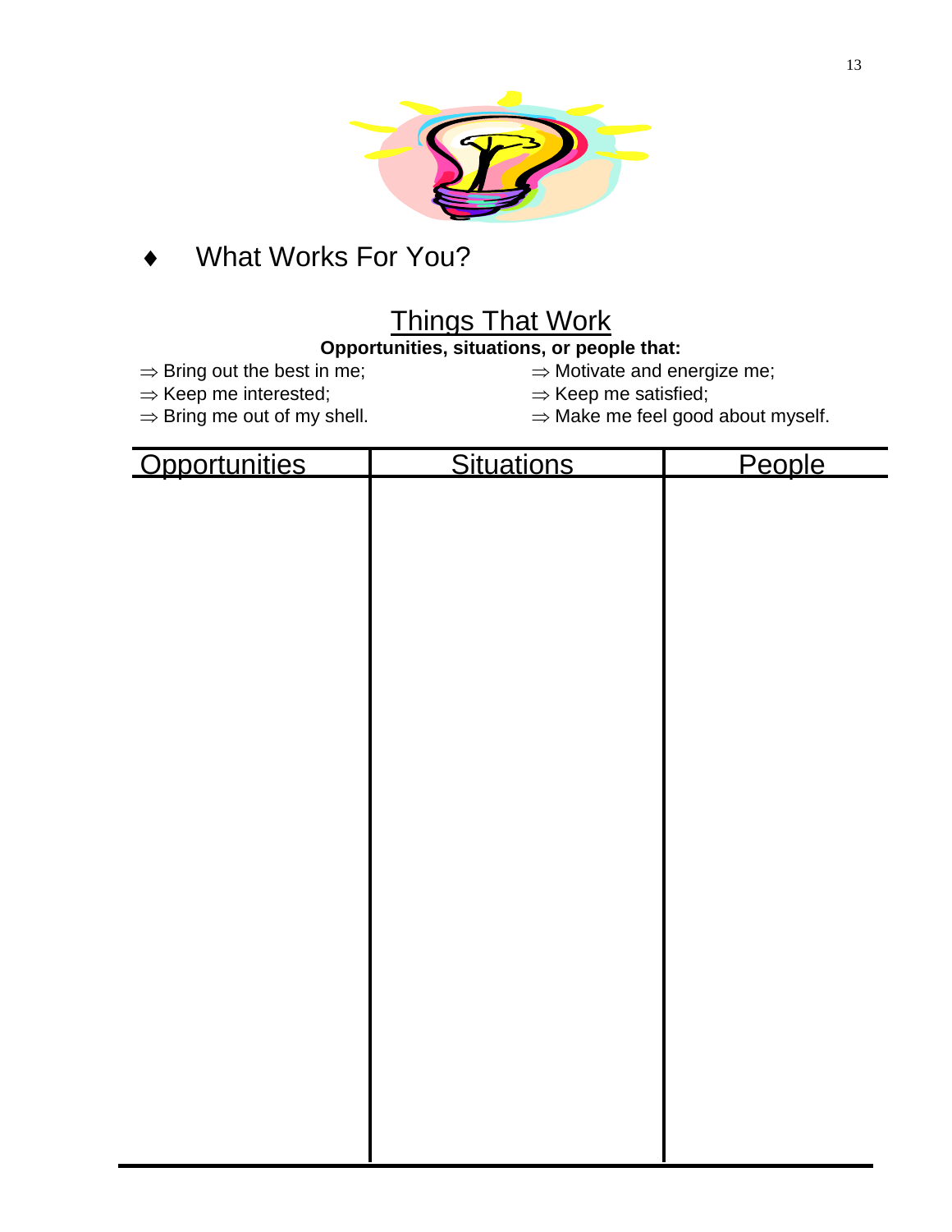- What Works For You?

## Things That Work

**Opportunities, situations, or people that:**

⇒ Bring out the best in me;
⇒ Keep me interested;
⇒ Bring me out of my shell.
⇒ Motivate and energize me;
⇒ Keep me satisfied;
⇒ Make me feel good about myself.

| Opportunities | Situations | People |
|---|---|---|
| | | |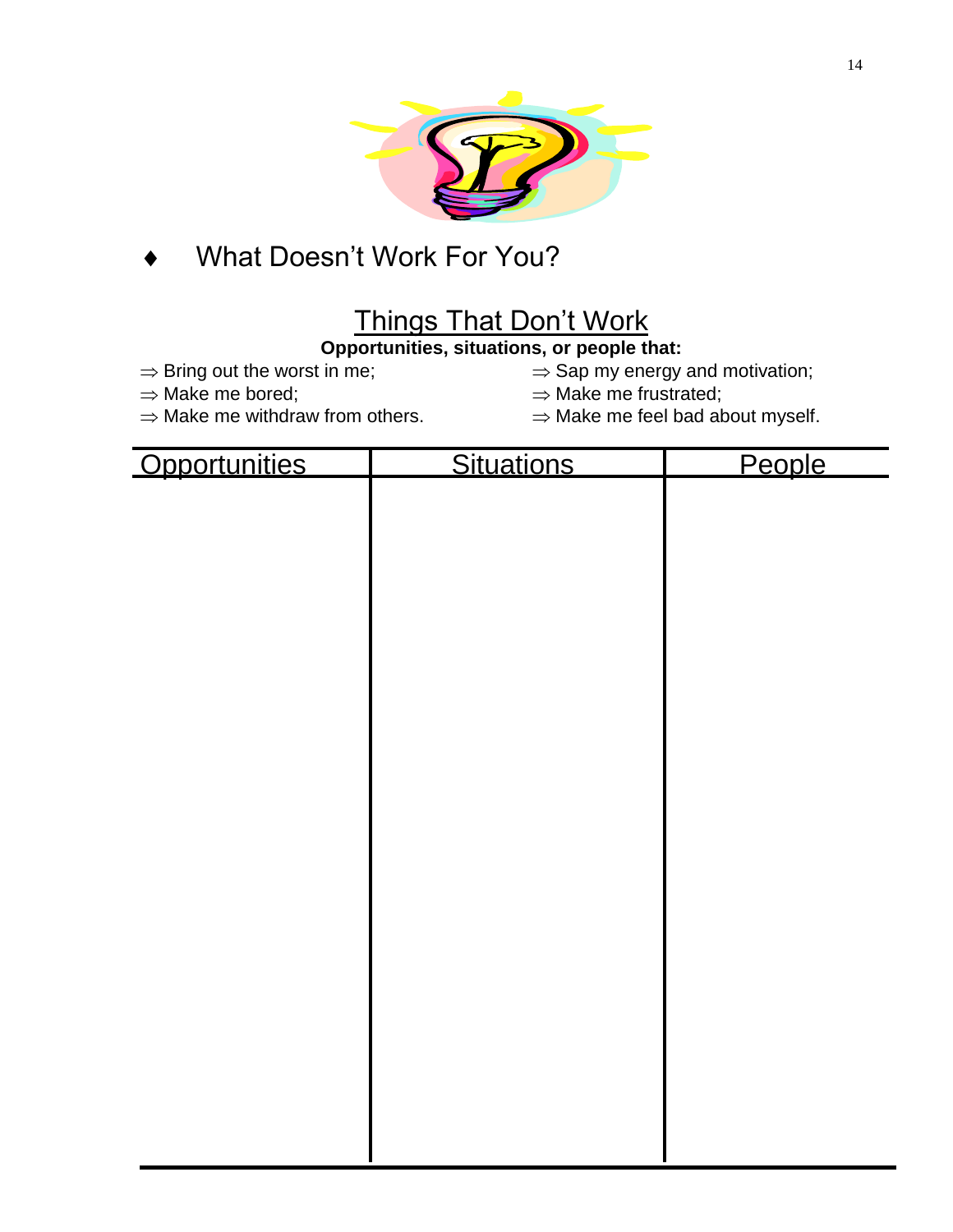♦ What Doesn't Work For You?

## Things That Don't Work

**Opportunities, situations, or people that:**

⇒ Bring out the worst in me;
⇒ Make me bored;
⇒ Make me withdraw from others.
⇒ Sap my energy and motivation;
⇒ Make me frustrated;
⇒ Make me feel bad about myself.

| Opportunities | Situations | People |
|---|---|---|
| | | |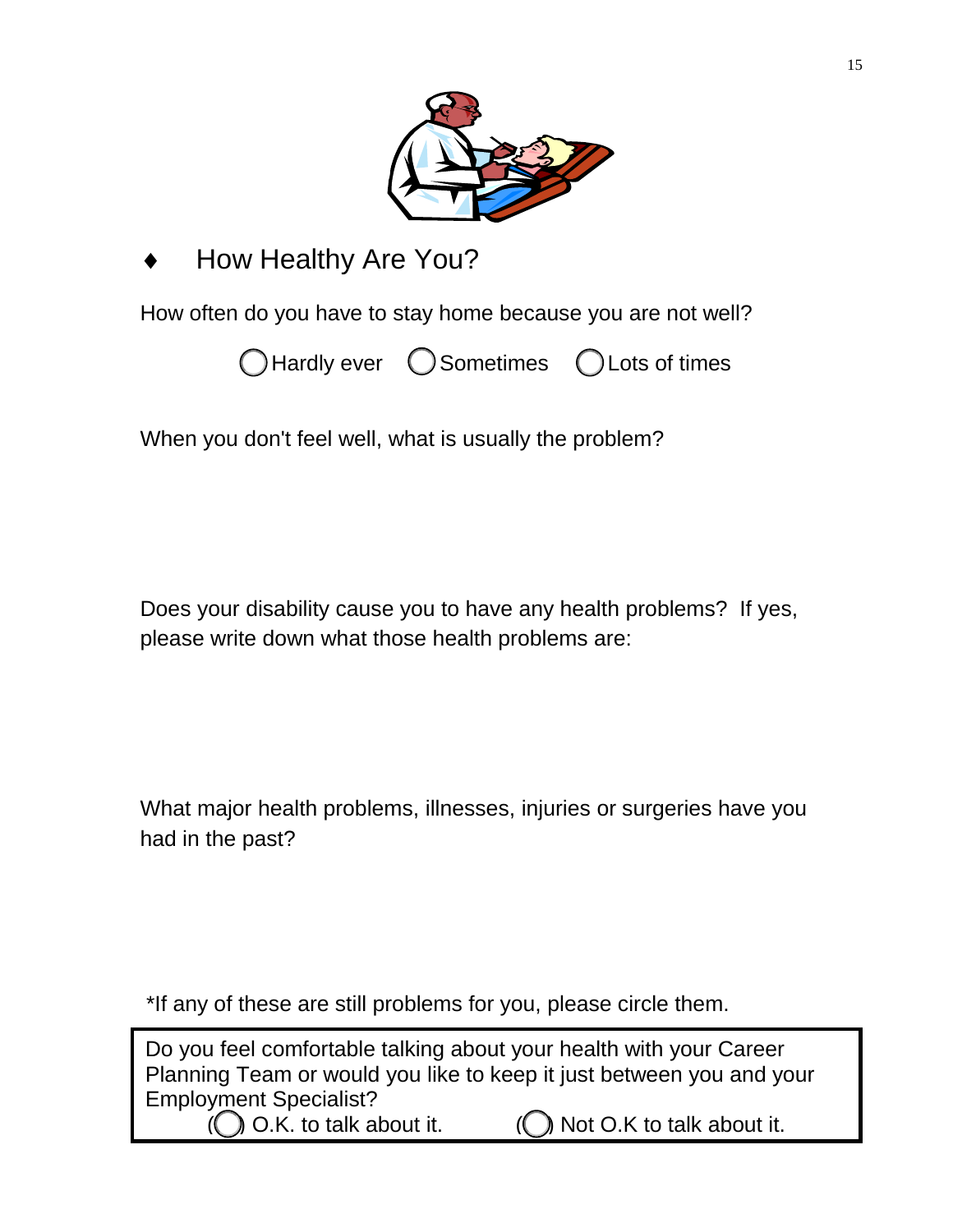## ♦ How Healthy Are You?

How often do you have to stay home because you are not well?

◯ Hardly ever ◯ Sometimes ◯ Lots of times

When you don't feel well, what is usually the problem?

Does your disability cause you to have any health problems? If yes, please write down what those health problems are:

What major health problems, illnesses, injuries or surgeries have you had in the past?

*If any of these are still problems for you, please circle them.

Do you feel comfortable talking about your health with your Career Planning Team or would you like to keep it just between you and your Employment Specialist?

(◯) O.K. to talk about it. (◯) Not O.K to talk about it.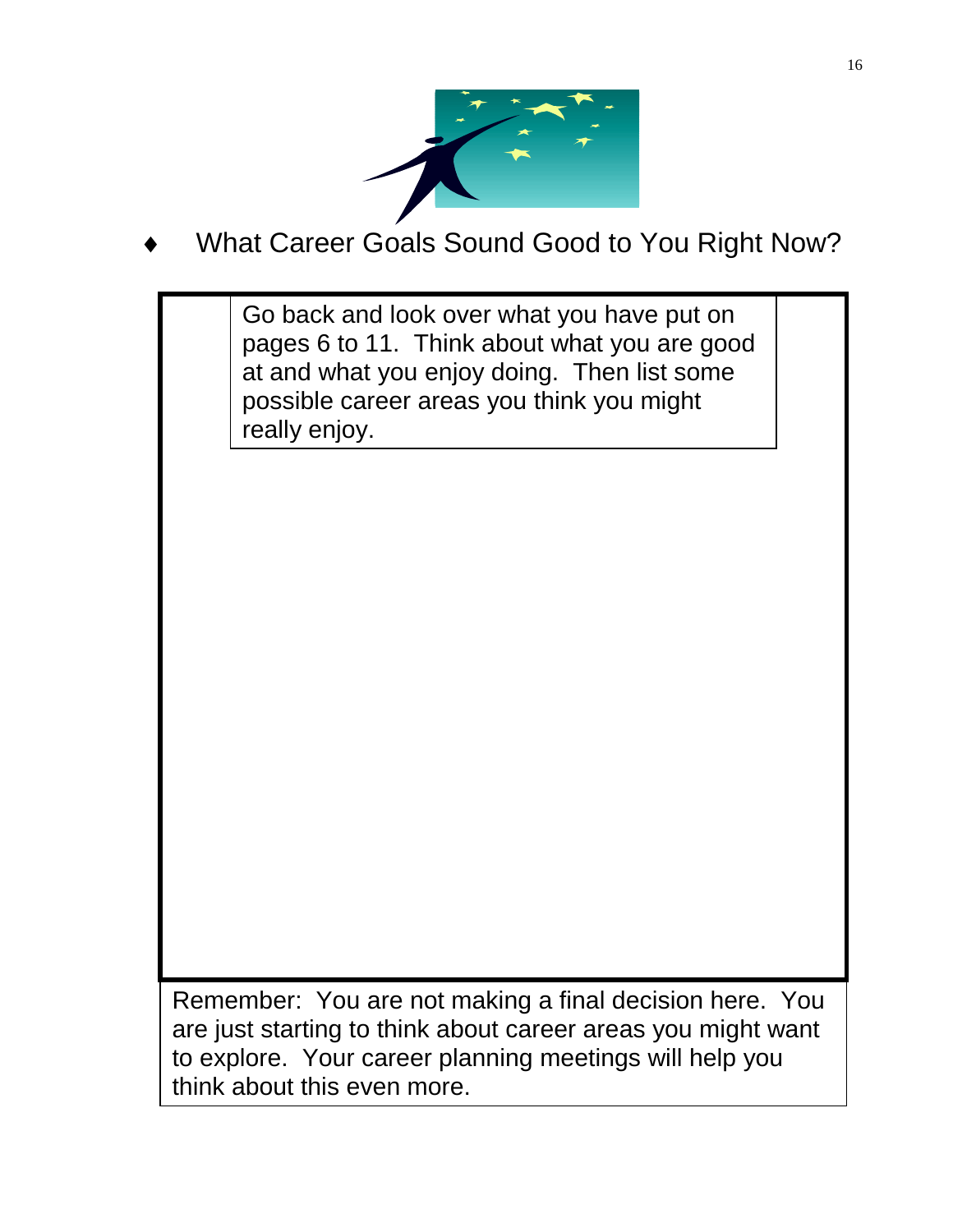- What Career Goals Sound Good to You Right Now?

Go back and look over what you have put on pages 6 to 11. Think about what you are good at and what you enjoy doing. Then list some possible career areas you think you might really enjoy.

Remember: You are not making a final decision here. You are just starting to think about career areas you might want to explore. Your career planning meetings will help you think about this even more.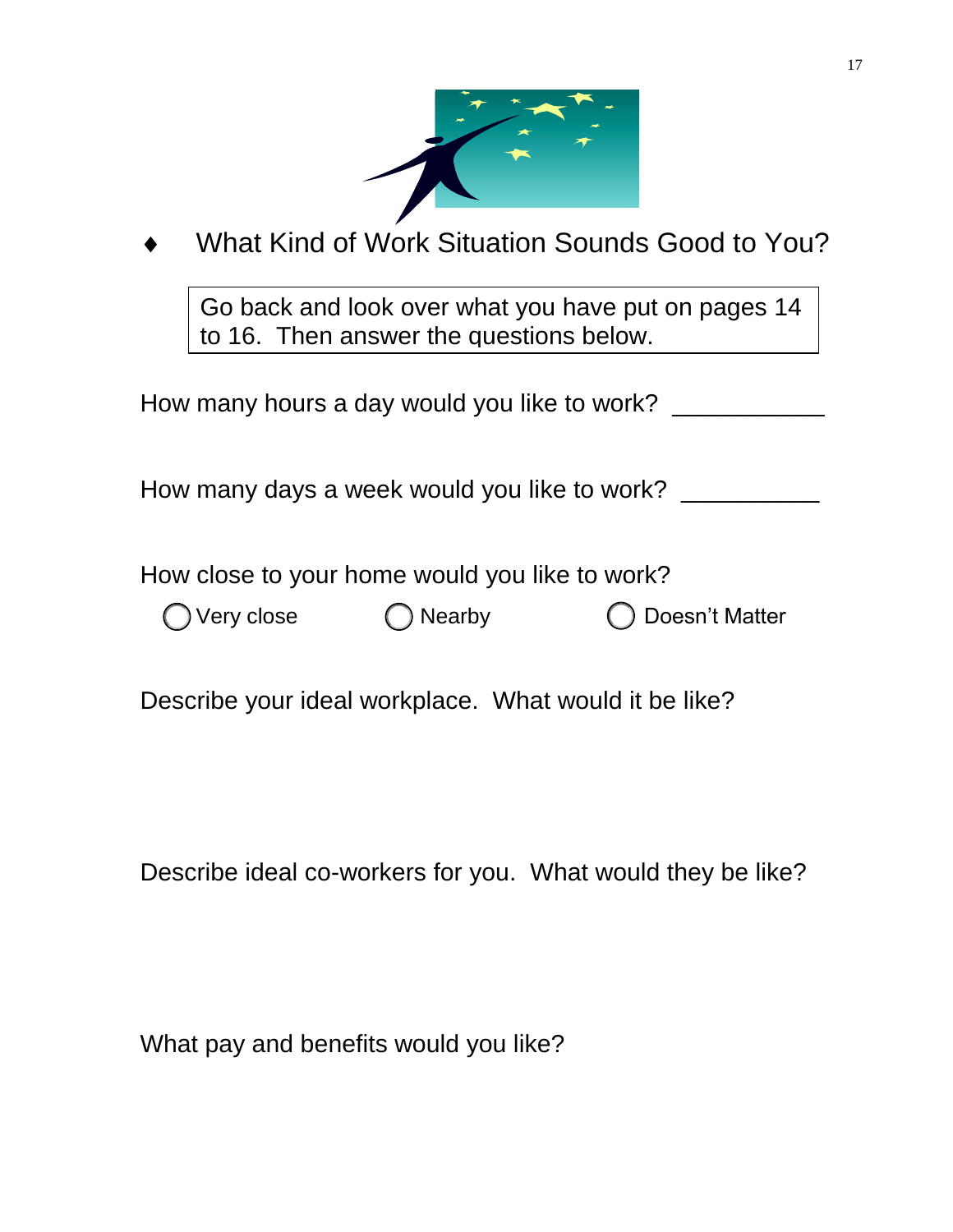## ♦ What Kind of Work Situation Sounds Good to You?

> Go back and look over what you have put on pages 14 to 16. Then answer the questions below.

How many hours a day would you like to work? ___________

How many days a week would you like to work? __________

How close to your home would you like to work?

◯ Very close ◯ Nearby ◯ Doesn't Matter

Describe your ideal workplace. What would it be like?

Describe ideal co-workers for you. What would they be like?

What pay and benefits would you like?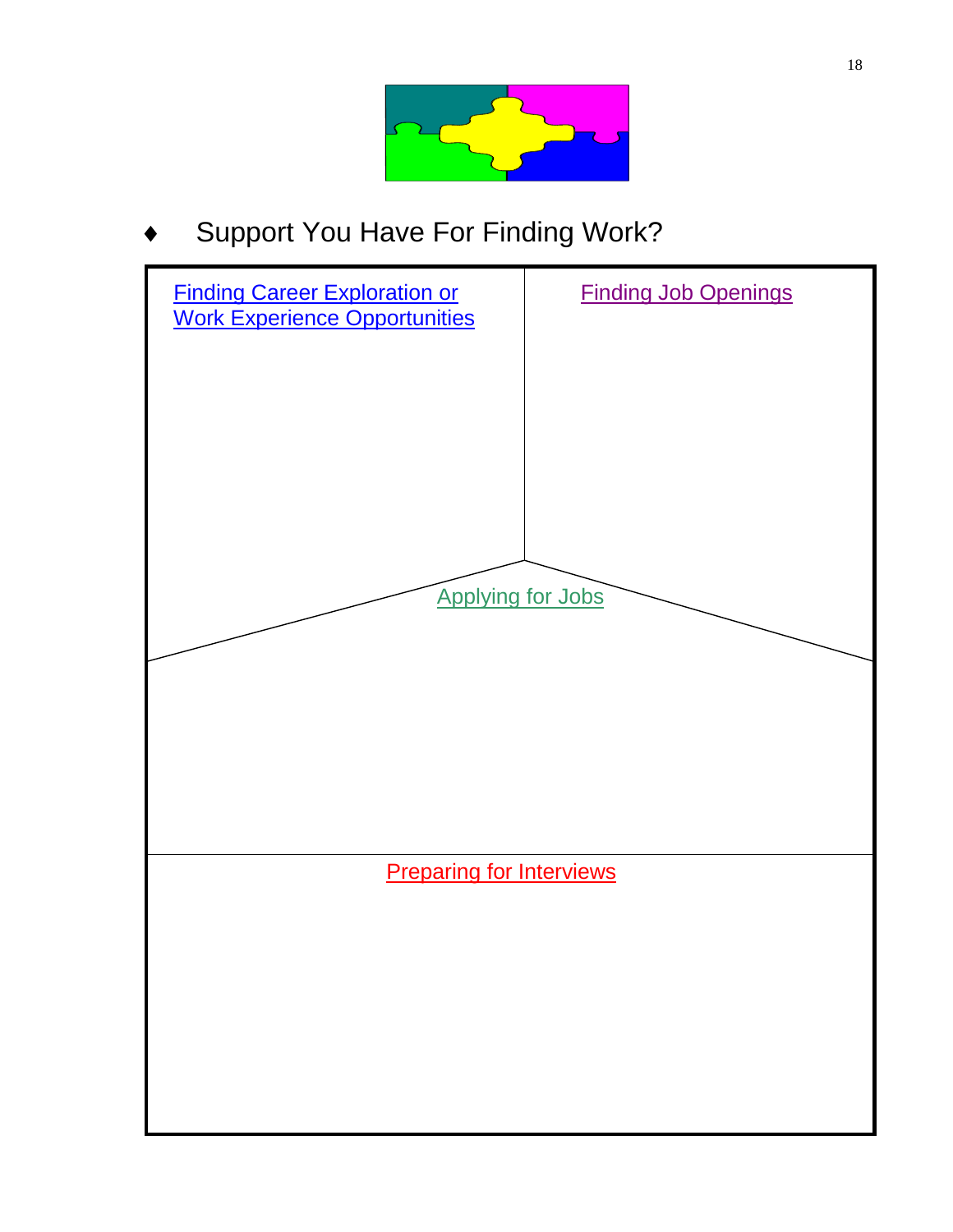♦ Support You Have For Finding Work?

Finding Career Exploration or Work Experience Opportunities

Finding Job Openings

Applying for Jobs

Preparing for Interviews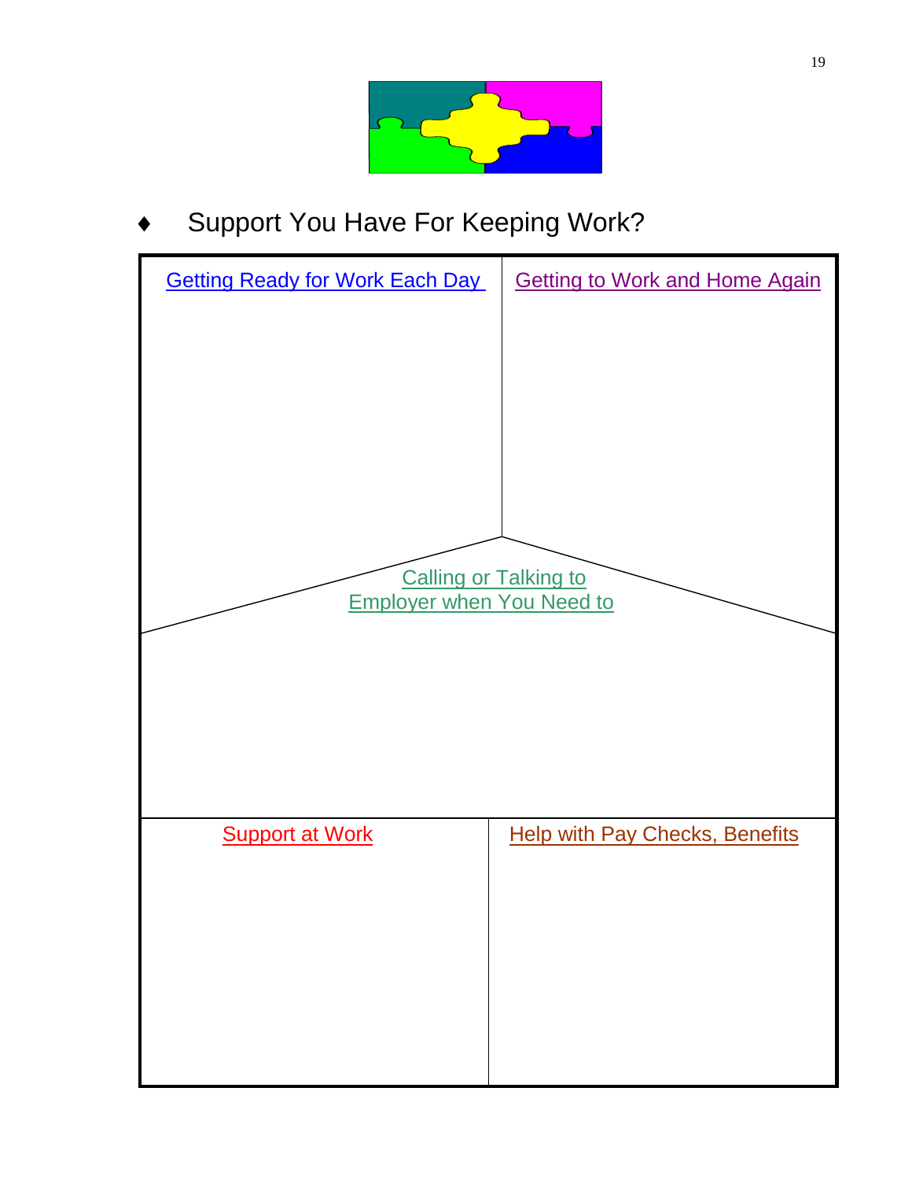♦ Support You Have For Keeping Work?

Getting Ready for Work Each Day

Getting to Work and Home Again

Calling or Talking to Employer when You Need to

Support at Work

Help with Pay Checks, Benefits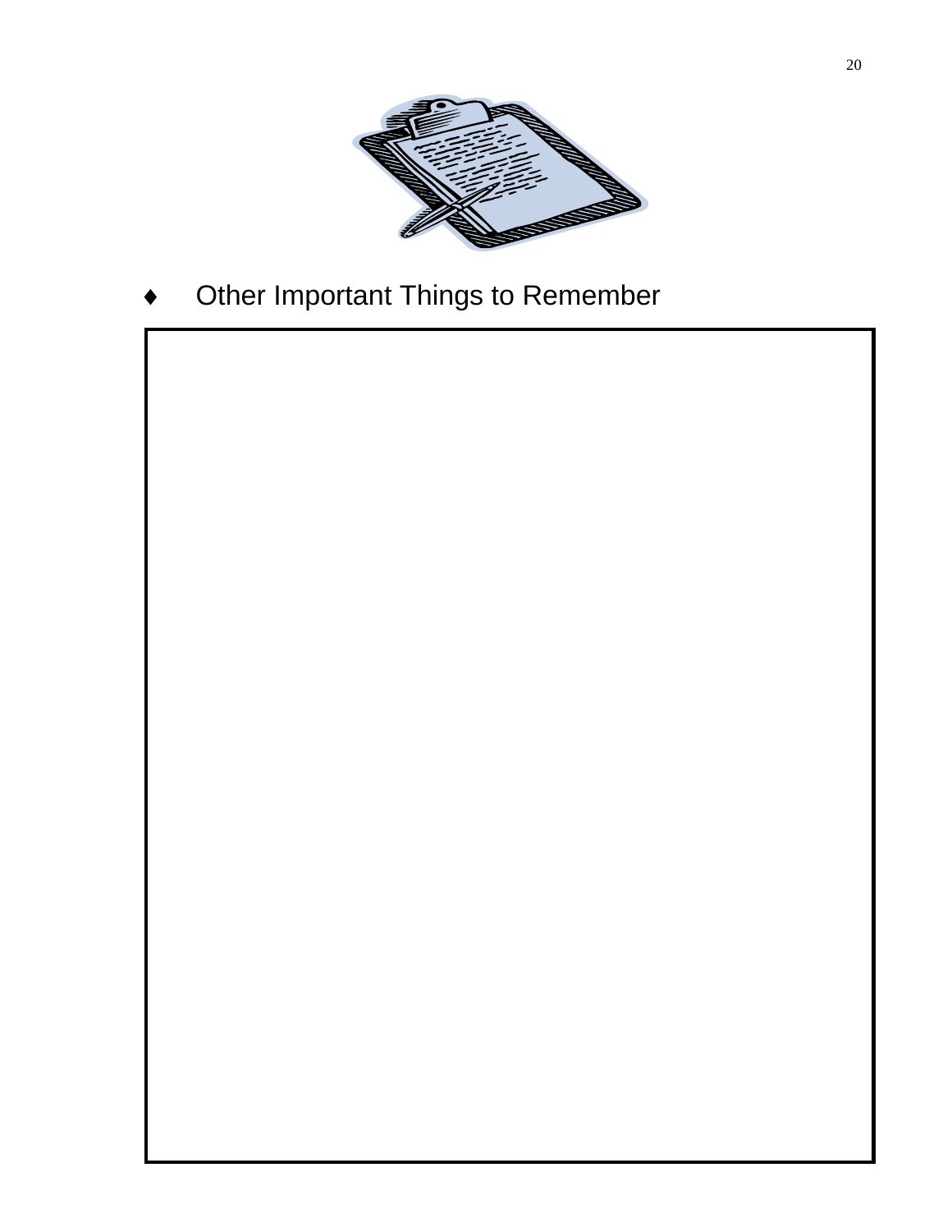- Other Important Things to Remember